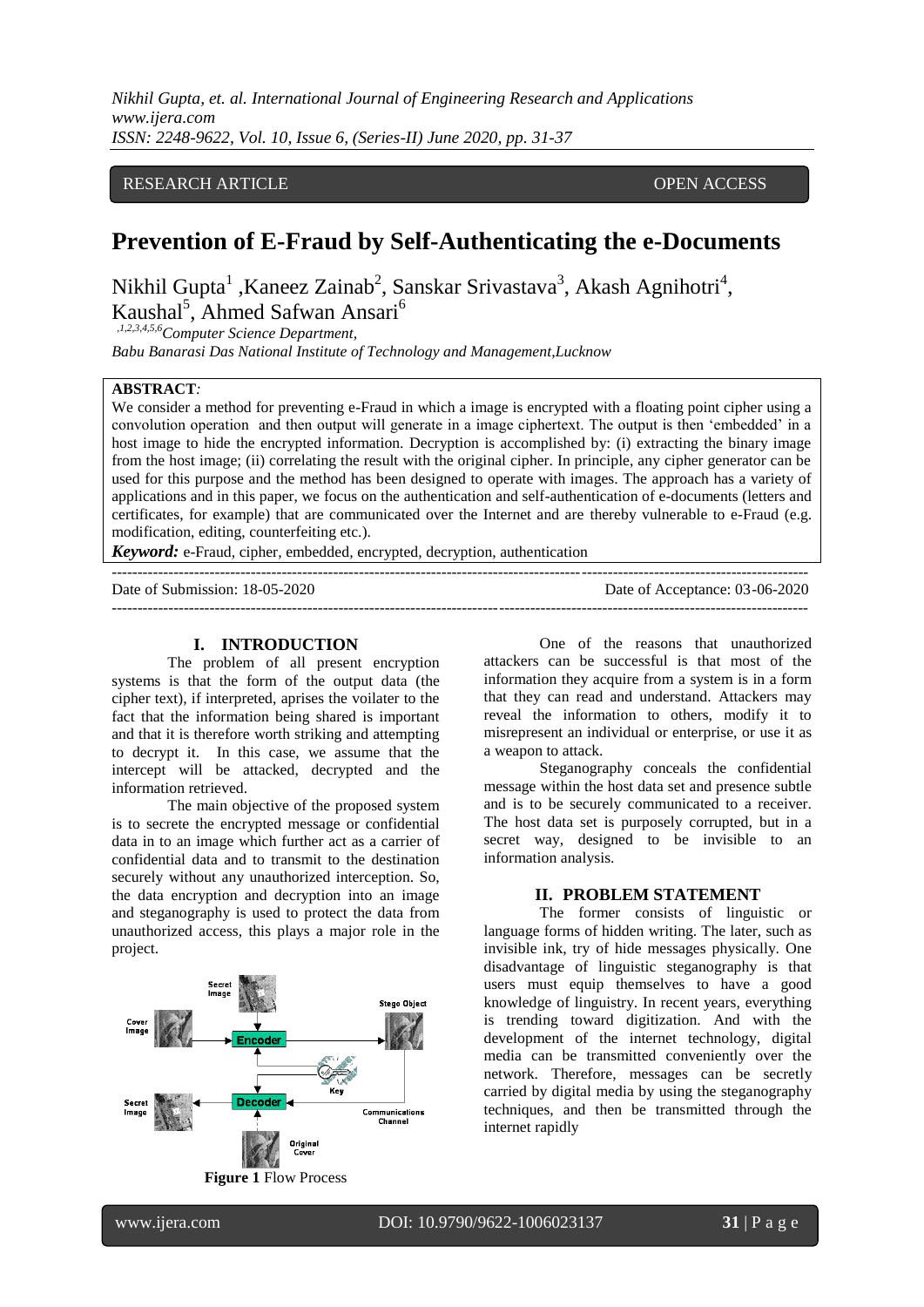RESEARCH ARTICLE OPEN ACCESS

# Prevention of E-Fraud by Self-Authenticating the e-Documents

Nikhil Gupta[1] ,Kaneez Zainab[2], Sanskar Srivastava[3], Akash Agnihotri[4], Kaushal[5], Ahmed Safwan Ansari[6]

[,1,2,3,4,5,6]*Computer Science Department,*
*Babu Banarasi Das National Institute of Technology and Management,Lucknow*

**ABSTRACT***:*
We consider a method for preventing e-Fraud in which a image is encrypted with a floating point cipher using a convolution operation and then output will generate in a image ciphertext. The output is then 'embedded' in a host image to hide the encrypted information. Decryption is accomplished by: (i) extracting the binary image from the host image; (ii) correlating the result with the original cipher. In principle, any cipher generator can be used for this purpose and the method has been designed to operate with images. The approach has a variety of applications and in this paper, we focus on the authentication and self-authentication of e-documents (letters and certificates, for example) that are communicated over the Internet and are thereby vulnerable to e-Fraud (e.g. modification, editing, counterfeiting etc.).

***Keyword:*** e-Fraud, cipher, embedded, encrypted, decryption, authentication

---

Date of Submission: 18-05-2020 Date of Acceptance: 03-06-2020

---

## I. INTRODUCTION

The problem of all present encryption systems is that the form of the output data (the cipher text), if interpreted, aprises the voilater to the fact that the information being shared is important and that it is therefore worth striking and attempting to decrypt it. In this case, we assume that the intercept will be attacked, decrypted and the information retrieved.

The main objective of the proposed system is to secrete the encrypted message or confidential data in to an image which further act as a carrier of confidential data and to transmit to the destination securely without any unauthorized interception. So, the data encryption and decryption into an image and steganography is used to protect the data from unauthorized access, this plays a major role in the project.

**Figure 1** Flow Process

One of the reasons that unauthorized attackers can be successful is that most of the information they acquire from a system is in a form that they can read and understand. Attackers may reveal the information to others, modify it to misrepresent an individual or enterprise, or use it as a weapon to attack.

Steganography conceals the confidential message within the host data set and presence subtle and is to be securely communicated to a receiver. The host data set is purposely corrupted, but in a secret way, designed to be invisible to an information analysis.

## II. PROBLEM STATEMENT

The former consists of linguistic or language forms of hidden writing. The later, such as invisible ink, try of hide messages physically. One disadvantage of linguistic steganography is that users must equip themselves to have a good knowledge of linguistry. In recent years, everything is trending toward digitization. And with the development of the internet technology, digital media can be transmitted conveniently over the network. Therefore, messages can be secretly carried by digital media by using the steganography techniques, and then be transmitted through the internet rapidly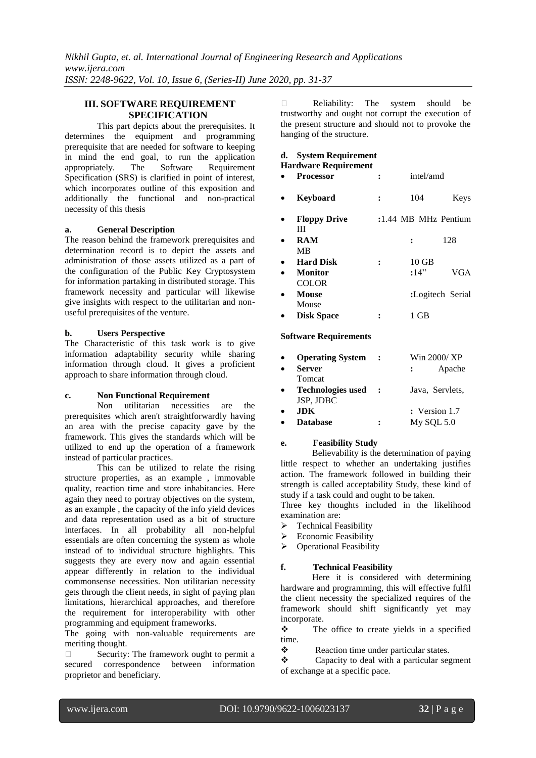## III. SOFTWARE REQUIREMENT SPECIFICATION

This part depicts about the prerequisites. It determines the equipment and programming prerequisite that are needed for software to keeping in mind the end goal, to run the application appropriately. The Software Requirement Specification (SRS) is clarified in point of interest, which incorporates outline of this exposition and additionally the functional and non-practical necessity of this thesis

### a. General Description

The reason behind the framework prerequisites and determination record is to depict the assets and administration of those assets utilized as a part of the configuration of the Public Key Cryptosystem for information partaking in distributed storage. This framework necessity and particular will likewise give insights with respect to the utilitarian and non-useful prerequisites of the venture.

### b. Users Perspective

The Characteristic of this task work is to give information adaptability security while sharing information through cloud. It gives a proficient approach to share information through cloud.

### c. Non Functional Requirement

Non utilitarian necessities are the prerequisites which aren't straightforwardly having an area with the precise capacity gave by the framework. This gives the standards which will be utilized to end up the operation of a framework instead of particular practices.

This can be utilized to relate the rising structure properties, as an example , immovable quality, reaction time and store inhabitancies. Here again they need to portray objectives on the system, as an example , the capacity of the info yield devices and data representation used as a bit of structure interfaces. In all probability all non-helpful essentials are often concerning the system as whole instead of to individual structure highlights. This suggests they are every now and again essential appear differently in relation to the individual commonsense necessities. Non utilitarian necessity gets through the client needs, in sight of paying plan limitations, hierarchical approaches, and therefore the requirement for interoperability with other programming and equipment frameworks.

The going with non-valuable requirements are meriting thought.

- Security: The framework ought to permit a secured correspondence between information proprietor and beneficiary.
- Reliability: The system should be trustworthy and ought not corrupt the execution of the present structure and should not to provoke the hanging of the structure.

### d. System Requirement

**Hardware Requirement**

- **Processor** : intel/amd
- **Keyboard** : 104 Keys
- **Floppy Drive** :1.44 MB MHz Pentium III
- **RAM** : 128 MB
- **Hard Disk** : 10 GB
- **Monitor** :14" VGA COLOR
- **Mouse** :Logitech Serial Mouse
- **Disk Space** : 1 GB

**Software Requirements**

- **Operating System** : Win 2000/ XP
- **Server** : Apache Tomcat
- **Technologies used** : Java, Servlets, JSP, JDBC
- **JDK** : Version 1.7
- **Database** : My SQL 5.0

### e. Feasibility Study

Believability is the determination of paying little respect to whether an undertaking justifies action. The framework followed in building their strength is called acceptability Study, these kind of study if a task could and ought to be taken.

Three key thoughts included in the likelihood examination are:

- Technical Feasibility
- Economic Feasibility
- Operational Feasibility

### f. Technical Feasibility

Here it is considered with determining hardware and programming, this will effective fulfil the client necessity the specialized requires of the framework should shift significantly yet may incorporate.

- The office to create yields in a specified time.
- Reaction time under particular states.
- Capacity to deal with a particular segment of exchange at a specific pace.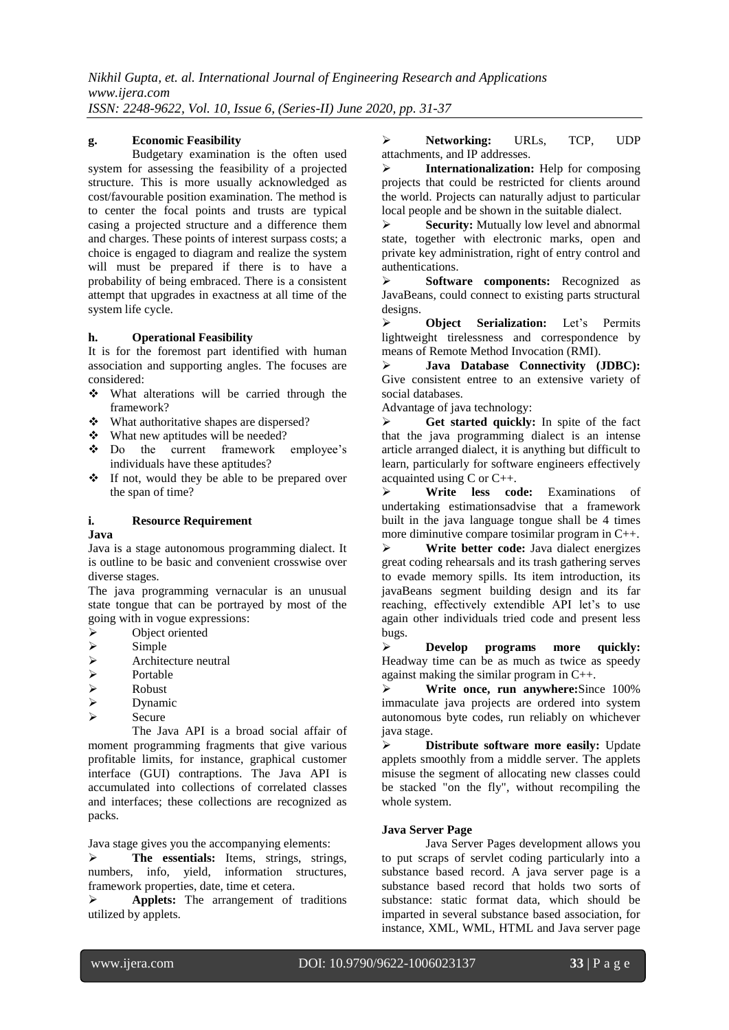### g. Economic Feasibility

Budgetary examination is the often used system for assessing the feasibility of a projected structure. This is more usually acknowledged as cost/favourable position examination. The method is to center the focal points and trusts are typical casing a projected structure and a difference them and charges. These points of interest surpass costs; a choice is engaged to diagram and realize the system will must be prepared if there is to have a probability of being embraced. There is a consistent attempt that upgrades in exactness at all time of the system life cycle.

### h. Operational Feasibility

It is for the foremost part identified with human association and supporting angles. The focuses are considered:

- What alterations will be carried through the framework?
- What authoritative shapes are dispersed?
- What new aptitudes will be needed?
- Do the current framework employee's individuals have these aptitudes?
- If not, would they be able to be prepared over the span of time?

### i. Resource Requirement

**Java**

Java is a stage autonomous programming dialect. It is outline to be basic and convenient crosswise over diverse stages.

The java programming vernacular is an unusual state tongue that can be portrayed by most of the going with in vogue expressions:

- Object oriented
- Simple
- Architecture neutral
- Portable
- Robust
- Dynamic
- Secure

The Java API is a broad social affair of moment programming fragments that give various profitable limits, for instance, graphical customer interface (GUI) contraptions. The Java API is accumulated into collections of correlated classes and interfaces; these collections are recognized as packs.

Java stage gives you the accompanying elements:

- **The essentials:** Items, strings, strings, numbers, info, yield, information structures, framework properties, date, time et cetera.
- **Applets:** The arrangement of traditions utilized by applets.
- **Networking:** URLs, TCP, UDP attachments, and IP addresses.
- **Internationalization:** Help for composing projects that could be restricted for clients around the world. Projects can naturally adjust to particular local people and be shown in the suitable dialect.
- **Security:** Mutually low level and abnormal state, together with electronic marks, open and private key administration, right of entry control and authentications.
- **Software components:** Recognized as JavaBeans, could connect to existing parts structural designs.
- **Object Serialization:** Let's Permits lightweight tirelessness and correspondence by means of Remote Method Invocation (RMI).
- **Java Database Connectivity (JDBC):** Give consistent entree to an extensive variety of social databases.

Advantage of java technology:

- **Get started quickly:** In spite of the fact that the java programming dialect is an intense article arranged dialect, it is anything but difficult to learn, particularly for software engineers effectively acquainted using C or C++.
- **Write less code:** Examinations of undertaking estimationsadvise that a framework built in the java language tongue shall be 4 times more diminutive compare tosimilar program in C++.
- **Write better code:** Java dialect energizes great coding rehearsals and its trash gathering serves to evade memory spills. Its item introduction, its javaBeans segment building design and its far reaching, effectively extendible API let's to use again other individuals tried code and present less bugs.
- **Develop programs more quickly:** Headway time can be as much as twice as speedy against making the similar program in C++.
- **Write once, run anywhere:** Since 100% immaculate java projects are ordered into system autonomous byte codes, run reliably on whichever java stage.
- **Distribute software more easily:** Update applets smoothly from a middle server. The applets misuse the segment of allocating new classes could be stacked "on the fly", without recompiling the whole system.

**Java Server Page**

Java Server Pages development allows you to put scraps of servlet coding particularly into a substance based record. A java server page is a substance based record that holds two sorts of substance: static format data, which should be imparted in several substance based association, for instance, XML, WML, HTML and Java server page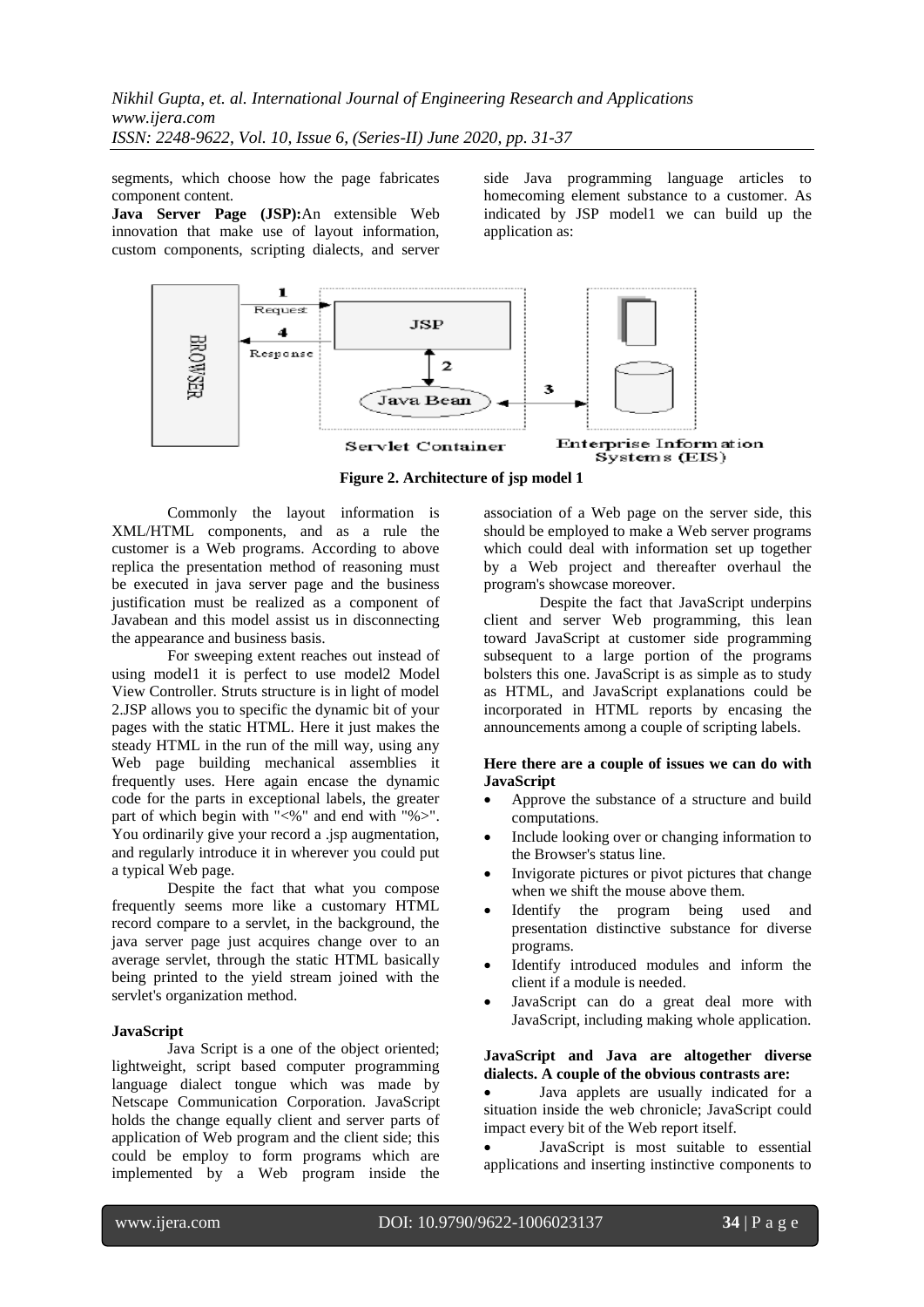segments, which choose how the page fabricates component content.

**Java Server Page (JSP):**An extensible Web innovation that make use of layout information, custom components, scripting dialects, and server side Java programming language articles to homecoming element substance to a customer. As indicated by JSP model1 we can build up the application as:

**Figure 2. Architecture of jsp model 1**

Commonly the layout information is XML/HTML components, and as a rule the customer is a Web programs. According to above replica the presentation method of reasoning must be executed in java server page and the business justification must be realized as a component of Javabean and this model assist us in disconnecting the appearance and business basis.

For sweeping extent reaches out instead of using model1 it is perfect to use model2 Model View Controller. Struts structure is in light of model 2.JSP allows you to specific the dynamic bit of your pages with the static HTML. Here it just makes the steady HTML in the run of the mill way, using any Web page building mechanical assemblies it frequently uses. Here again encase the dynamic code for the parts in exceptional labels, the greater part of which begin with "<%" and end with "%>". You ordinarily give your record a .jsp augmentation, and regularly introduce it in wherever you could put a typical Web page.

Despite the fact that what you compose frequently seems more like a customary HTML record compare to a servlet, in the background, the java server page just acquires change over to an average servlet, through the static HTML basically being printed to the yield stream joined with the servlet's organization method.

**JavaScript**

Java Script is a one of the object oriented; lightweight, script based computer programming language dialect tongue which was made by Netscape Communication Corporation. JavaScript holds the change equally client and server parts of application of Web program and the client side; this could be employ to form programs which are implemented by a Web program inside the association of a Web page on the server side, this should be employed to make a Web server programs which could deal with information set up together by a Web project and thereafter overhaul the program's showcase moreover.

Despite the fact that JavaScript underpins client and server Web programming, this lean toward JavaScript at customer side programming subsequent to a large portion of the programs bolsters this one. JavaScript is as simple as to study as HTML, and JavaScript explanations could be incorporated in HTML reports by encasing the announcements among a couple of scripting labels.

**Here there are a couple of issues we can do with JavaScript**

- Approve the substance of a structure and build computations.
- Include looking over or changing information to the Browser's status line.
- Invigorate pictures or pivot pictures that change when we shift the mouse above them.
- Identify the program being used and presentation distinctive substance for diverse programs.
- Identify introduced modules and inform the client if a module is needed.
- JavaScript can do a great deal more with JavaScript, including making whole application.

**JavaScript and Java are altogether diverse dialects. A couple of the obvious contrasts are:**

- Java applets are usually indicated for a situation inside the web chronicle; JavaScript could impact every bit of the Web report itself.
- JavaScript is most suitable to essential applications and inserting instinctive components to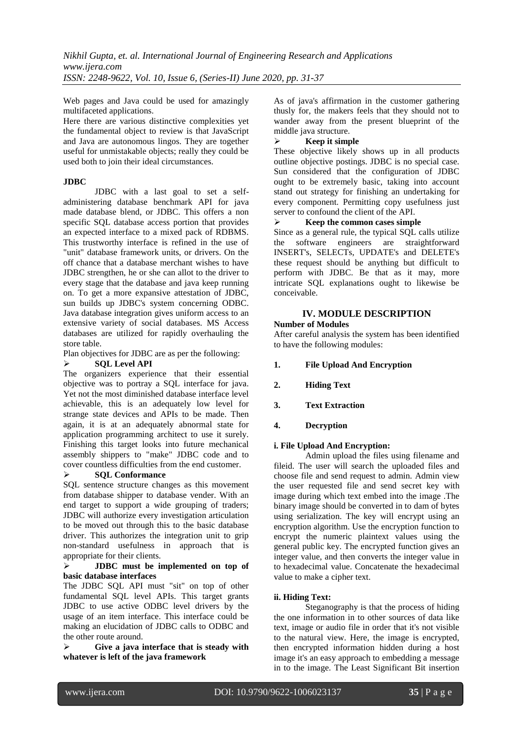Web pages and Java could be used for amazingly multifaceted applications.

Here there are various distinctive complexities yet the fundamental object to review is that JavaScript and Java are autonomous lingos. They are together useful for unmistakable objects; really they could be used both to join their ideal circumstances.

**JDBC**

JDBC with a last goal to set a self-administering database benchmark API for java made database blend, or JDBC. This offers a non specific SQL database access portion that provides an expected interface to a mixed pack of RDBMS. This trustworthy interface is refined in the use of "unit" database framework units, or drivers. On the off chance that a database merchant wishes to have JDBC strengthen, he or she can allot to the driver to every stage that the database and java keep running on. To get a more expansive attestation of JDBC, sun builds up JDBC's system concerning ODBC. Java database integration gives uniform access to an extensive variety of social databases. MS Access databases are utilized for rapidly overhauling the store table.

Plan objectives for JDBC are as per the following:

- **SQL Level API**

The organizers experience that their essential objective was to portray a SQL interface for java. Yet not the most diminished database interface level achievable, this is an adequately low level for strange state devices and APIs to be made. Then again, it is at an adequately abnormal state for application programming architect to use it surely. Finishing this target looks into future mechanical assembly shippers to "make" JDBC code and to cover countless difficulties from the end customer.

- **SQL Conformance**

SQL sentence structure changes as this movement from database shipper to database vender. With an end target to support a wide grouping of traders; JDBC will authorize every investigation articulation to be moved out through this to the basic database driver. This authorizes the integration unit to grip non-standard usefulness in approach that is appropriate for their clients.

- **JDBC must be implemented on top of basic database interfaces**

The JDBC SQL API must "sit" on top of other fundamental SQL level APIs. This target grants JDBC to use active ODBC level drivers by the usage of an item interface. This interface could be making an elucidation of JDBC calls to ODBC and the other route around.

- **Give a java interface that is steady with whatever is left of the java framework**

As of java's affirmation in the customer gathering thusly for, the makers feels that they should not to wander away from the present blueprint of the middle java structure.

- **Keep it simple**

These objective likely shows up in all products outline objective postings. JDBC is no special case. Sun considered that the configuration of JDBC ought to be extremely basic, taking into account stand out strategy for finishing an undertaking for every component. Permitting copy usefulness just server to confound the client of the API.

- **Keep the common cases simple**

Since as a general rule, the typical SQL calls utilize the software engineers are straightforward INSERT's, SELECTs, UPDATE's and DELETE's these request should be anything but difficult to perform with JDBC. Be that as it may, more intricate SQL explanations ought to likewise be conceivable.

## IV. MODULE DESCRIPTION

**Number of Modules**

After careful analysis the system has been identified to have the following modules:

1. **File Upload And Encryption**
2. **Hiding Text**
3. **Text Extraction**
4. **Decryption**

**i. File Upload And Encryption:**

Admin upload the files using filename and fileid. The user will search the uploaded files and choose file and send request to admin. Admin view the user requested file and send secret key with image during which text embed into the image .The binary image should be converted in to dam of bytes using serialization. The key will encrypt using an encryption algorithm. Use the encryption function to encrypt the numeric plaintext values using the general public key. The encrypted function gives an integer value, and then converts the integer value in to hexadecimal value. Concatenate the hexadecimal value to make a cipher text.

**ii. Hiding Text:**

Steganography is that the process of hiding the one information in to other sources of data like text, image or audio file in order that it's not visible to the natural view. Here, the image is encrypted, then encrypted information hidden during a host image it's an easy approach to embedding a message in to the image. The Least Significant Bit insertion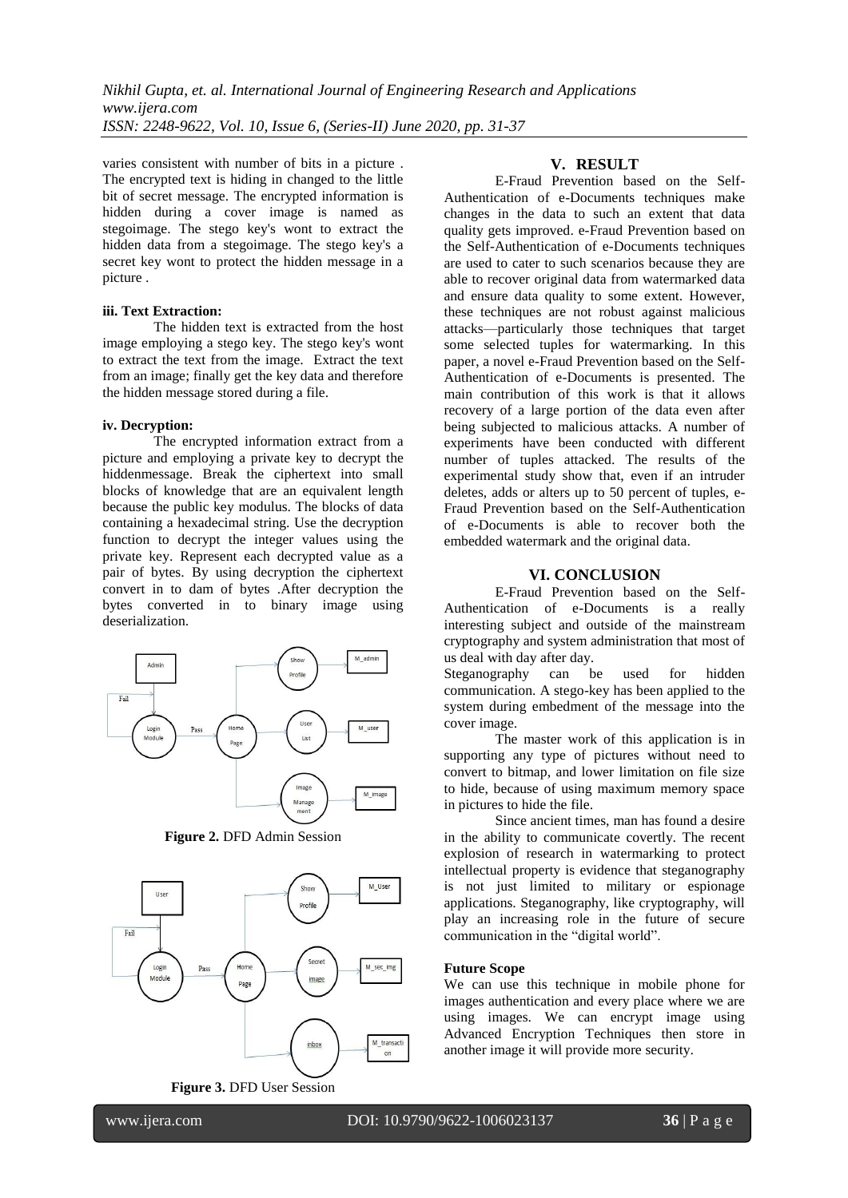varies consistent with number of bits in a picture . The encrypted text is hiding in changed to the little bit of secret message. The encrypted information is hidden during a cover image is named as stegoimage. The stego key's wont to extract the hidden data from a stegoimage. The stego key's a secret key wont to protect the hidden message in a picture .

**iii. Text Extraction:**

The hidden text is extracted from the host image employing a stego key. The stego key's wont to extract the text from the image. Extract the text from an image; finally get the key data and therefore the hidden message stored during a file.

**iv. Decryption:**

The encrypted information extract from a picture and employing a private key to decrypt the hiddenmessage. Break the ciphertext into small blocks of knowledge that are an equivalent length because the public key modulus. The blocks of data containing a hexadecimal string. Use the decryption function to decrypt the integer values using the private key. Represent each decrypted value as a pair of bytes. By using decryption the ciphertext convert in to dam of bytes .After decryption the bytes converted in to binary image using deserialization.

**Figure 2.** DFD Admin Session

**Figure 3.** DFD User Session

## V. RESULT

E-Fraud Prevention based on the Self-Authentication of e-Documents techniques make changes in the data to such an extent that data quality gets improved. e-Fraud Prevention based on the Self-Authentication of e-Documents techniques are used to cater to such scenarios because they are able to recover original data from watermarked data and ensure data quality to some extent. However, these techniques are not robust against malicious attacks—particularly those techniques that target some selected tuples for watermarking. In this paper, a novel e-Fraud Prevention based on the Self-Authentication of e-Documents is presented. The main contribution of this work is that it allows recovery of a large portion of the data even after being subjected to malicious attacks. A number of experiments have been conducted with different number of tuples attacked. The results of the experimental study show that, even if an intruder deletes, adds or alters up to 50 percent of tuples, e-Fraud Prevention based on the Self-Authentication of e-Documents is able to recover both the embedded watermark and the original data.

## VI. CONCLUSION

E-Fraud Prevention based on the Self-Authentication of e-Documents is a really interesting subject and outside of the mainstream cryptography and system administration that most of us deal with day after day.

Steganography can be used for hidden communication. A stego-key has been applied to the system during embedment of the message into the cover image.

The master work of this application is in supporting any type of pictures without need to convert to bitmap, and lower limitation on file size to hide, because of using maximum memory space in pictures to hide the file.

Since ancient times, man has found a desire in the ability to communicate covertly. The recent explosion of research in watermarking to protect intellectual property is evidence that steganography is not just limited to military or espionage applications. Steganography, like cryptography, will play an increasing role in the future of secure communication in the "digital world".

**Future Scope**

We can use this technique in mobile phone for images authentication and every place where we are using images. We can encrypt image using Advanced Encryption Techniques then store in another image it will provide more security.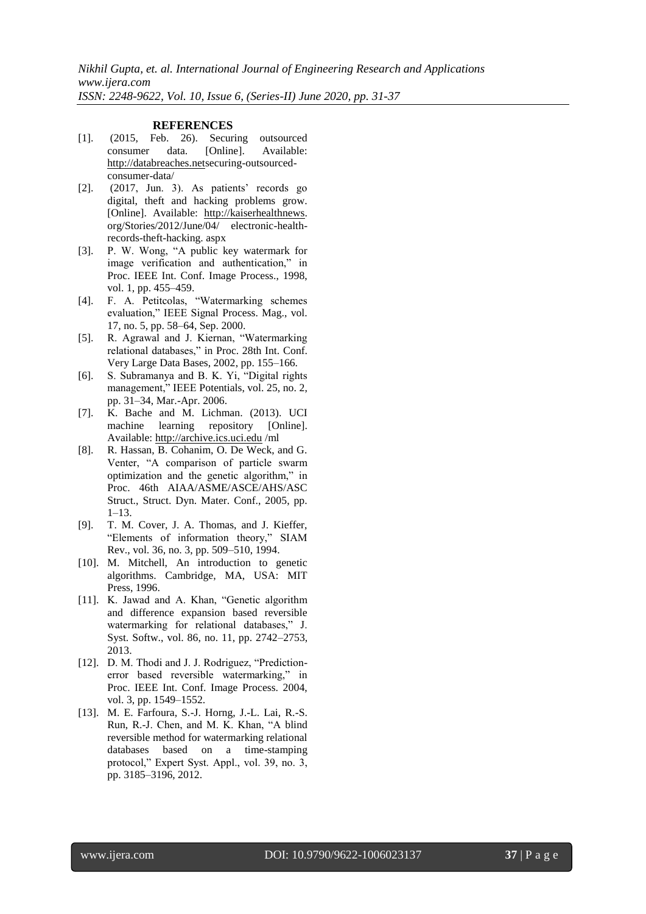## REFERENCES

[1]. (2015, Feb. 26). Securing outsourced consumer data. [Online]. Available: http://databreaches.netsecuring-outsourced-consumer-data/

[2]. (2017, Jun. 3). As patients' records go digital, theft and hacking problems grow. [Online]. Available: http://kaiserhealthnews. org/Stories/2012/June/04/ electronic-health-records-theft-hacking. aspx

[3]. P. W. Wong, "A public key watermark for image verification and authentication," in Proc. IEEE Int. Conf. Image Process., 1998, vol. 1, pp. 455–459.

[4]. F. A. Petitcolas, "Watermarking schemes evaluation," IEEE Signal Process. Mag., vol. 17, no. 5, pp. 58–64, Sep. 2000.

[5]. R. Agrawal and J. Kiernan, "Watermarking relational databases," in Proc. 28th Int. Conf. Very Large Data Bases, 2002, pp. 155–166.

[6]. S. Subramanya and B. K. Yi, "Digital rights management," IEEE Potentials, vol. 25, no. 2, pp. 31–34, Mar.-Apr. 2006.

[7]. K. Bache and M. Lichman. (2013). UCI machine learning repository [Online]. Available: http://archive.ics.uci.edu /ml

[8]. R. Hassan, B. Cohanim, O. De Weck, and G. Venter, "A comparison of particle swarm optimization and the genetic algorithm," in Proc. 46th AIAA/ASME/ASCE/AHS/ASC Struct., Struct. Dyn. Mater. Conf., 2005, pp. 1–13.

[9]. T. M. Cover, J. A. Thomas, and J. Kieffer, "Elements of information theory," SIAM Rev., vol. 36, no. 3, pp. 509–510, 1994.

[10]. M. Mitchell, An introduction to genetic algorithms. Cambridge, MA, USA: MIT Press, 1996.

[11]. K. Jawad and A. Khan, "Genetic algorithm and difference expansion based reversible watermarking for relational databases," J. Syst. Softw., vol. 86, no. 11, pp. 2742–2753, 2013.

[12]. D. M. Thodi and J. J. Rodriguez, "Prediction-error based reversible watermarking," in Proc. IEEE Int. Conf. Image Process. 2004, vol. 3, pp. 1549–1552.

[13]. M. E. Farfoura, S.-J. Horng, J.-L. Lai, R.-S. Run, R.-J. Chen, and M. K. Khan, "A blind reversible method for watermarking relational databases based on a time-stamping protocol," Expert Syst. Appl., vol. 39, no. 3, pp. 3185–3196, 2012.